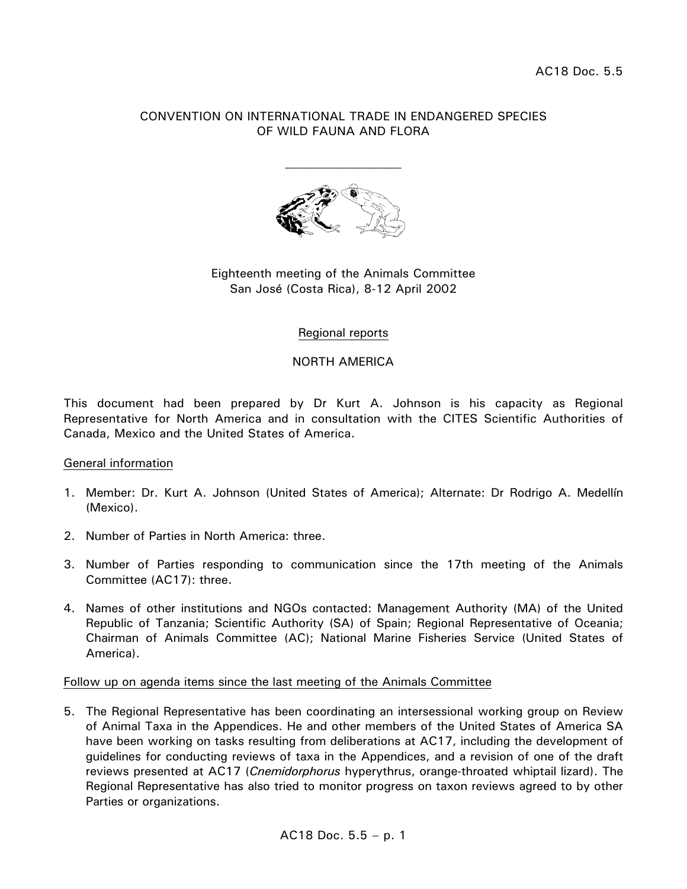AC18 Doc. 5.5

CONVENTION ON INTERNATIONAL TRADE IN ENDANGERED SPECIES
OF WILD FAUNA AND FLORA

____________________

Eighteenth meeting of the Animals Committee
San José (Costa Rica), 8-12 April 2002

Regional reports

NORTH AMERICA

This document had been prepared by Dr Kurt A. Johnson is his capacity as Regional Representative for North America and in consultation with the CITES Scientific Authorities of Canada, Mexico and the United States of America.

General information

1. Member: Dr. Kurt A. Johnson (United States of America); Alternate: Dr Rodrigo A. Medellín (Mexico).

2. Number of Parties in North America: three.

3. Number of Parties responding to communication since the 17th meeting of the Animals Committee (AC17): three.

4. Names of other institutions and NGOs contacted: Management Authority (MA) of the United Republic of Tanzania; Scientific Authority (SA) of Spain; Regional Representative of Oceania; Chairman of Animals Committee (AC); National Marine Fisheries Service (United States of America).

Follow up on agenda items since the last meeting of the Animals Committee

5. The Regional Representative has been coordinating an intersessional working group on Review of Animal Taxa in the Appendices. He and other members of the United States of America SA have been working on tasks resulting from deliberations at AC17, including the development of guidelines for conducting reviews of taxa in the Appendices, and a revision of one of the draft reviews presented at AC17 (*Cnemidorphorus* hyperythrus, orange-throated whiptail lizard). The Regional Representative has also tried to monitor progress on taxon reviews agreed to by other Parties or organizations.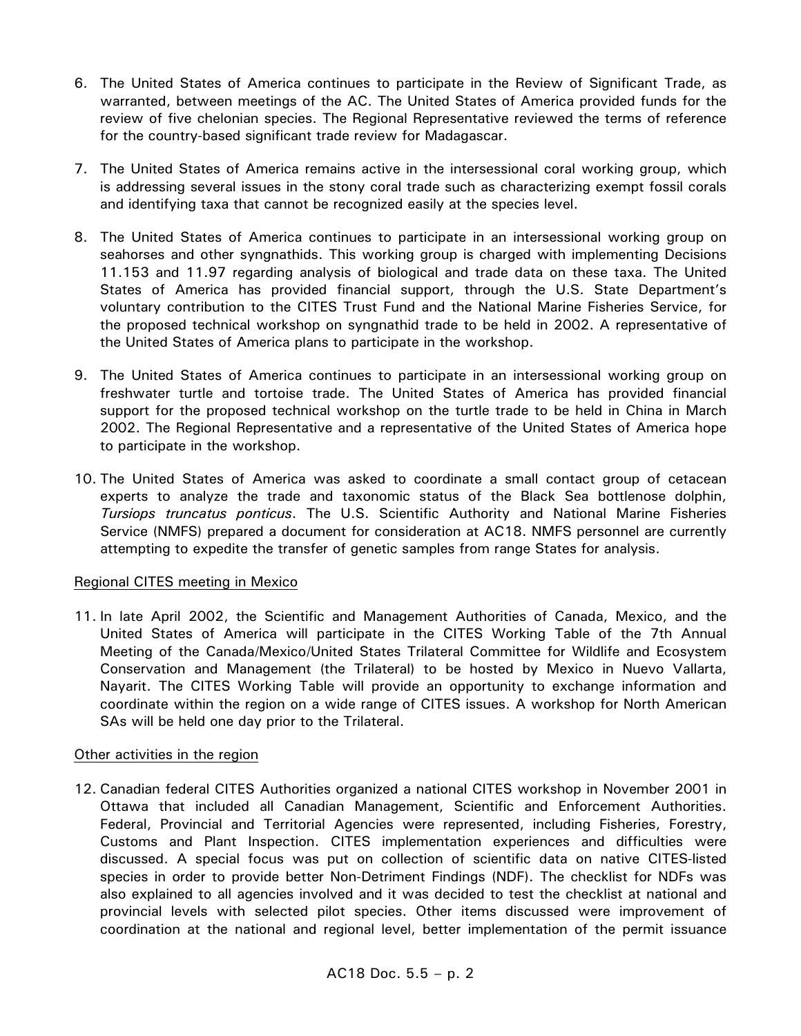6. The United States of America continues to participate in the Review of Significant Trade, as warranted, between meetings of the AC. The United States of America provided funds for the review of five chelonian species. The Regional Representative reviewed the terms of reference for the country-based significant trade review for Madagascar.

7. The United States of America remains active in the intersessional coral working group, which is addressing several issues in the stony coral trade such as characterizing exempt fossil corals and identifying taxa that cannot be recognized easily at the species level.

8. The United States of America continues to participate in an intersessional working group on seahorses and other syngnathids. This working group is charged with implementing Decisions 11.153 and 11.97 regarding analysis of biological and trade data on these taxa. The United States of America has provided financial support, through the U.S. State Department's voluntary contribution to the CITES Trust Fund and the National Marine Fisheries Service, for the proposed technical workshop on syngnathid trade to be held in 2002. A representative of the United States of America plans to participate in the workshop.

9. The United States of America continues to participate in an intersessional working group on freshwater turtle and tortoise trade. The United States of America has provided financial support for the proposed technical workshop on the turtle trade to be held in China in March 2002. The Regional Representative and a representative of the United States of America hope to participate in the workshop.

10. The United States of America was asked to coordinate a small contact group of cetacean experts to analyze the trade and taxonomic status of the Black Sea bottlenose dolphin, *Tursiops truncatus ponticus*. The U.S. Scientific Authority and National Marine Fisheries Service (NMFS) prepared a document for consideration at AC18. NMFS personnel are currently attempting to expedite the transfer of genetic samples from range States for analysis.

<u>Regional CITES meeting in Mexico</u>

11. In late April 2002, the Scientific and Management Authorities of Canada, Mexico, and the United States of America will participate in the CITES Working Table of the 7th Annual Meeting of the Canada/Mexico/United States Trilateral Committee for Wildlife and Ecosystem Conservation and Management (the Trilateral) to be hosted by Mexico in Nuevo Vallarta, Nayarit. The CITES Working Table will provide an opportunity to exchange information and coordinate within the region on a wide range of CITES issues. A workshop for North American SAs will be held one day prior to the Trilateral.

<u>Other activities in the region</u>

12. Canadian federal CITES Authorities organized a national CITES workshop in November 2001 in Ottawa that included all Canadian Management, Scientific and Enforcement Authorities. Federal, Provincial and Territorial Agencies were represented, including Fisheries, Forestry, Customs and Plant Inspection. CITES implementation experiences and difficulties were discussed. A special focus was put on collection of scientific data on native CITES-listed species in order to provide better Non-Detriment Findings (NDF). The checklist for NDFs was also explained to all agencies involved and it was decided to test the checklist at national and provincial levels with selected pilot species. Other items discussed were improvement of coordination at the national and regional level, better implementation of the permit issuance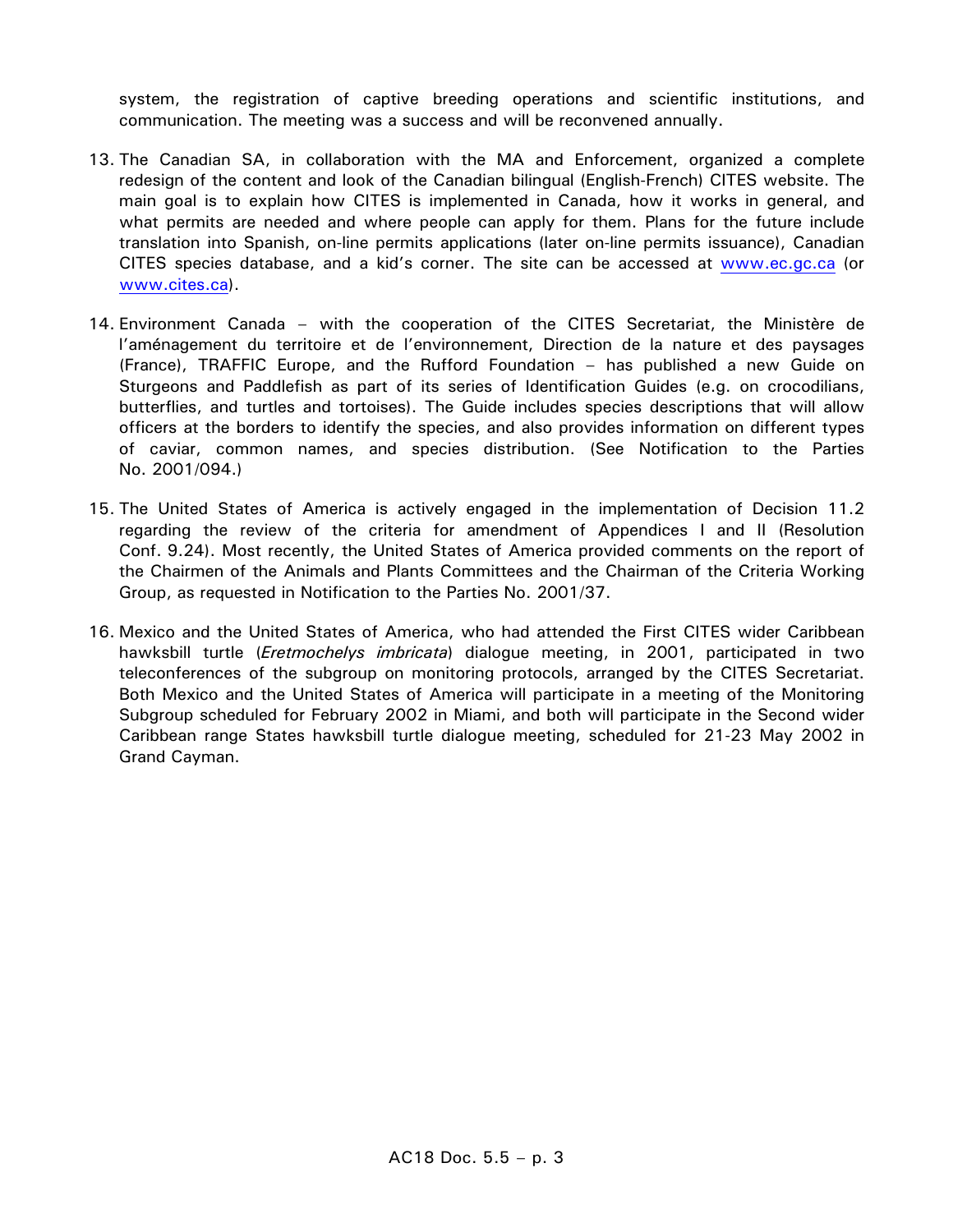system, the registration of captive breeding operations and scientific institutions, and communication. The meeting was a success and will be reconvened annually.

13. The Canadian SA, in collaboration with the MA and Enforcement, organized a complete redesign of the content and look of the Canadian bilingual (English-French) CITES website. The main goal is to explain how CITES is implemented in Canada, how it works in general, and what permits are needed and where people can apply for them. Plans for the future include translation into Spanish, on-line permits applications (later on-line permits issuance), Canadian CITES species database, and a kid's corner. The site can be accessed at www.ec.gc.ca (or www.cites.ca).

14. Environment Canada – with the cooperation of the CITES Secretariat, the Ministère de l'aménagement du territoire et de l'environnement, Direction de la nature et des paysages (France), TRAFFIC Europe, and the Rufford Foundation – has published a new Guide on Sturgeons and Paddlefish as part of its series of Identification Guides (e.g. on crocodilians, butterflies, and turtles and tortoises). The Guide includes species descriptions that will allow officers at the borders to identify the species, and also provides information on different types of caviar, common names, and species distribution. (See Notification to the Parties No. 2001/094.)

15. The United States of America is actively engaged in the implementation of Decision 11.2 regarding the review of the criteria for amendment of Appendices I and II (Resolution Conf. 9.24). Most recently, the United States of America provided comments on the report of the Chairmen of the Animals and Plants Committees and the Chairman of the Criteria Working Group, as requested in Notification to the Parties No. 2001/37.

16. Mexico and the United States of America, who had attended the First CITES wider Caribbean hawksbill turtle (*Eretmochelys imbricata*) dialogue meeting, in 2001, participated in two teleconferences of the subgroup on monitoring protocols, arranged by the CITES Secretariat. Both Mexico and the United States of America will participate in a meeting of the Monitoring Subgroup scheduled for February 2002 in Miami, and both will participate in the Second wider Caribbean range States hawksbill turtle dialogue meeting, scheduled for 21-23 May 2002 in Grand Cayman.